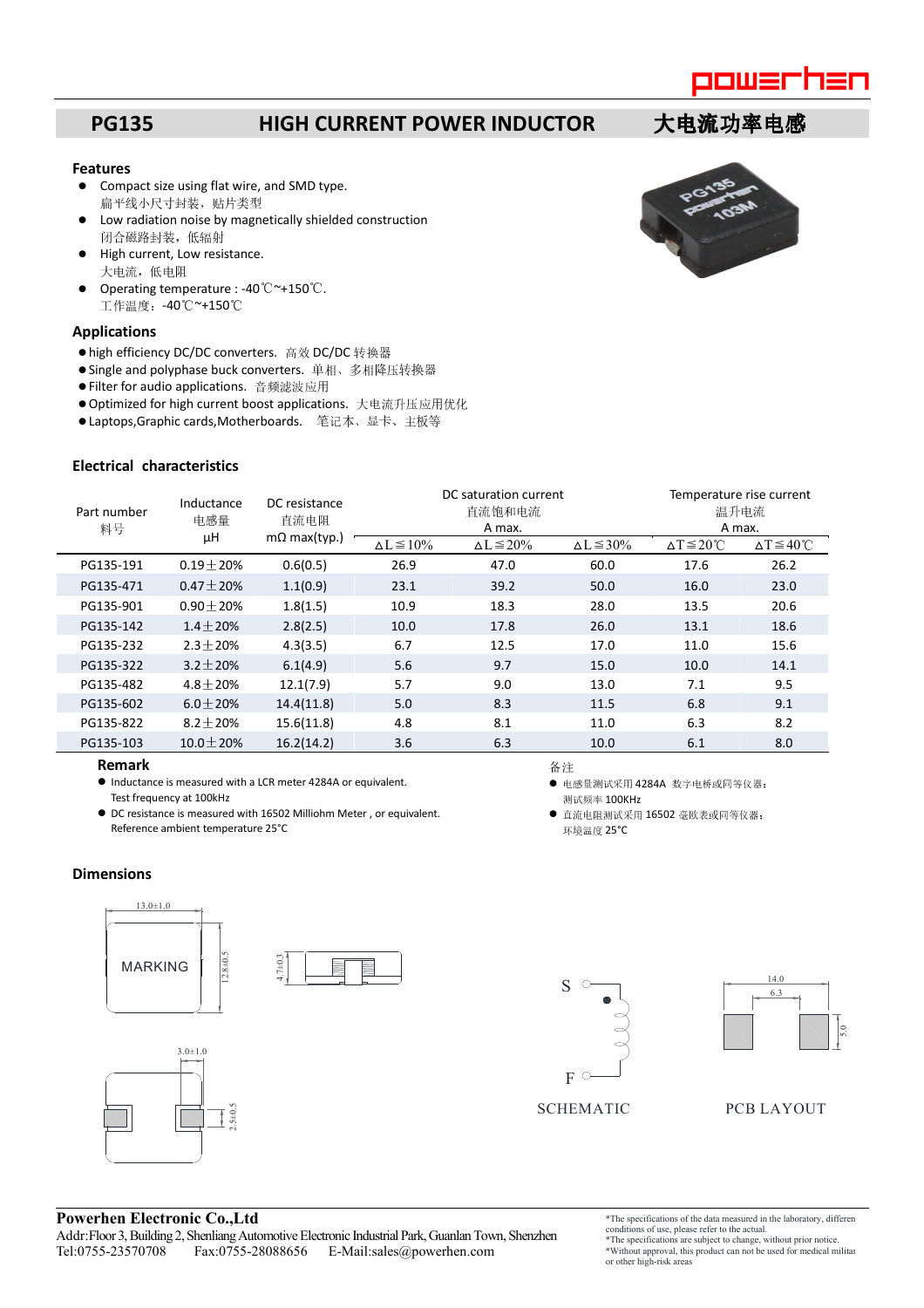# PG135 HIGH CURRENT POWER INDUCTOR 大电流功率电感

### Features

- Compact size using flat wire, and SMD type.
  扁平线小尺寸封装，贴片类型
- Low radiation noise by magnetically shielded construction
  闭合磁路封装，低辐射
- High current, Low resistance.
  大电流，低电阻
- Operating temperature : -40℃~+150℃.
  工作温度：-40℃~+150℃

### Applications

- high efficiency DC/DC converters. 高效 DC/DC 转换器
- Single and polyphase buck converters. 单相、多相降压转换器
- Filter for audio applications. 音频滤波应用
- Optimized for high current boost applications. 大电流升压应用优化
- Laptops,Graphic cards,Motherboards. 笔记本、显卡、主板等

### Electrical characteristics

| Part number 料号 | Inductance 电感量 µH | DC resistance 直流电阻 mΩ max(typ.) | DC saturation current 直流饱和电流 A max. | | | Temperature rise current 温升电流 A max. | |
|---|---|---|---|---|---|---|---|
| | | | ΔL≦10% | ΔL≦20% | ΔL≦30% | ΔT≦20℃ | ΔT≦40℃ |
| PG135-191 | 0.19±20% | 0.6(0.5) | 26.9 | 47.0 | 60.0 | 17.6 | 26.2 |
| PG135-471 | 0.47±20% | 1.1(0.9) | 23.1 | 39.2 | 50.0 | 16.0 | 23.0 |
| PG135-901 | 0.90±20% | 1.8(1.5) | 10.9 | 18.3 | 28.0 | 13.5 | 20.6 |
| PG135-142 | 1.4±20% | 2.8(2.5) | 10.0 | 17.8 | 26.0 | 13.1 | 18.6 |
| PG135-232 | 2.3±20% | 4.3(3.5) | 6.7 | 12.5 | 17.0 | 11.0 | 15.6 |
| PG135-322 | 3.2±20% | 6.1(4.9) | 5.6 | 9.7 | 15.0 | 10.0 | 14.1 |
| PG135-482 | 4.8±20% | 12.1(7.9) | 5.7 | 9.0 | 13.0 | 7.1 | 9.5 |
| PG135-602 | 6.0±20% | 14.4(11.8) | 5.0 | 8.3 | 11.5 | 6.8 | 9.1 |
| PG135-822 | 8.2±20% | 15.6(11.8) | 4.8 | 8.1 | 11.0 | 6.3 | 8.2 |
| PG135-103 | 10.0±20% | 16.2(14.2) | 3.6 | 6.3 | 10.0 | 6.1 | 8.0 |

**Remark**

- Inductance is measured with a LCR meter 4284A or equivalent.
  Test frequency at 100kHz
- DC resistance is measured with 16502 Milliohm Meter , or equivalent.
  Reference ambient temperature 25°C

备注

- 电感量测试采用 4284A 数字电桥或同等仪器；
  测试频率 100KHz
- 直流电阻测试采用 16502 毫欧表或同等仪器；
  环境温度 25°C

### Dimensions

MARKING

13.0±1.0 12.8±0.5 4.7±0.3 3.0±1.0 2.5±0.5

S F

SCHEMATIC

14.0 6.3 5.0

PCB LAYOUT

**Powerhen Electronic Co.,Ltd**
Addr:Floor 3, Building 2, Shenliang Automotive Electronic Industrial Park, Guanlan Town, Shenzhen
Tel:0755-23570708 Fax:0755-28088656 E-Mail:sales@powerhen.com

*The specifications of the data measured in the laboratory, differen conditions of use, please refer to the actual.
*The specifications are subject to change, without prior notice.
*Without approval, this product can not be used for medical militar or other high-risk areas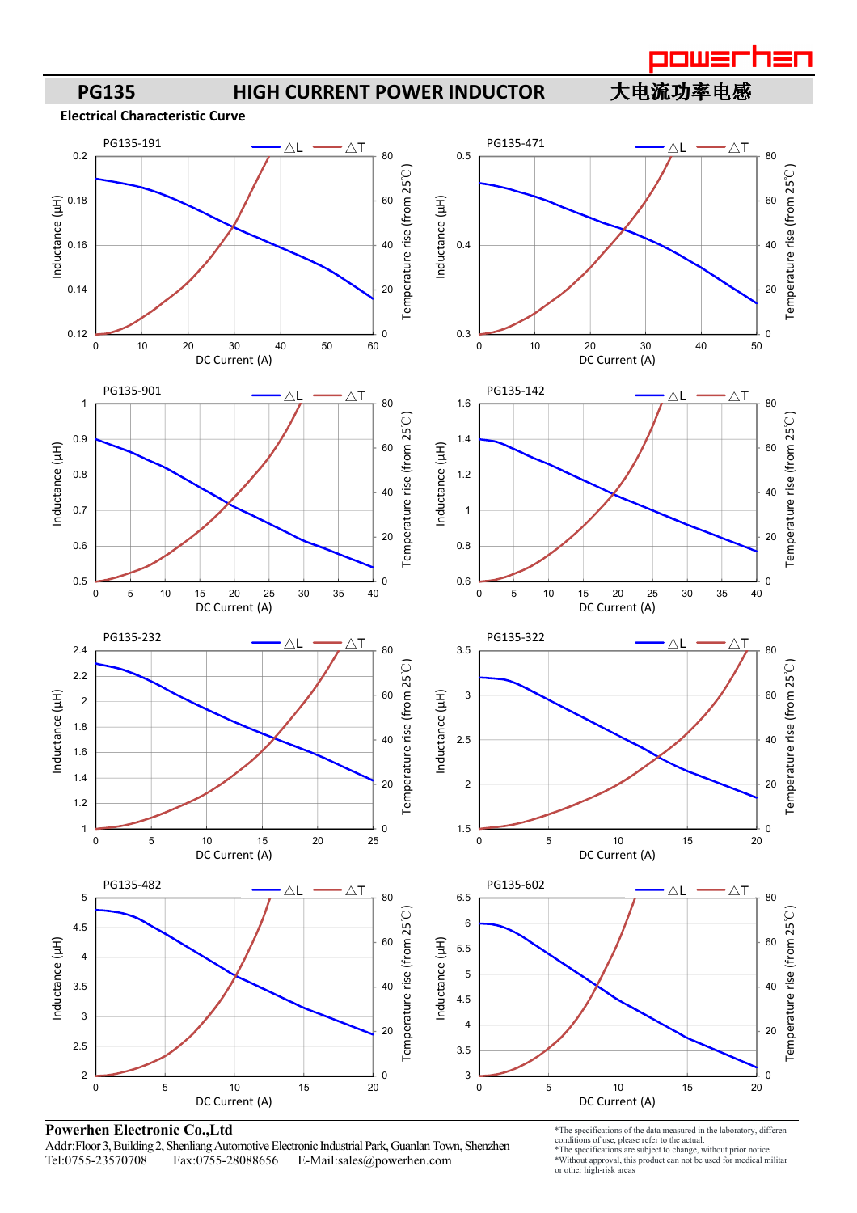## PG135 HIGH CURRENT POWER INDUCTOR 大电流功率电感

### Electrical Characteristic Curve

PG135-191

PG135-471

PG135-901

PG135-142

PG135-232

PG135-322

PG135-482

PG135-602

**Powerhen Electronic Co.,Ltd**

Addr:Floor 3, Building 2, Shenliang Automotive Electronic Industrial Park, Guanlan Town, Shenzhen
Tel:0755-23570708 Fax:0755-28088656 E-Mail:sales@powerhen.com

*The specifications of the data measured in the laboratory, differen conditions of use, please refer to the actual.
*The specifications are subject to change, without prior notice.
*Without approval, this product can not be used for medical militar or other high-risk areas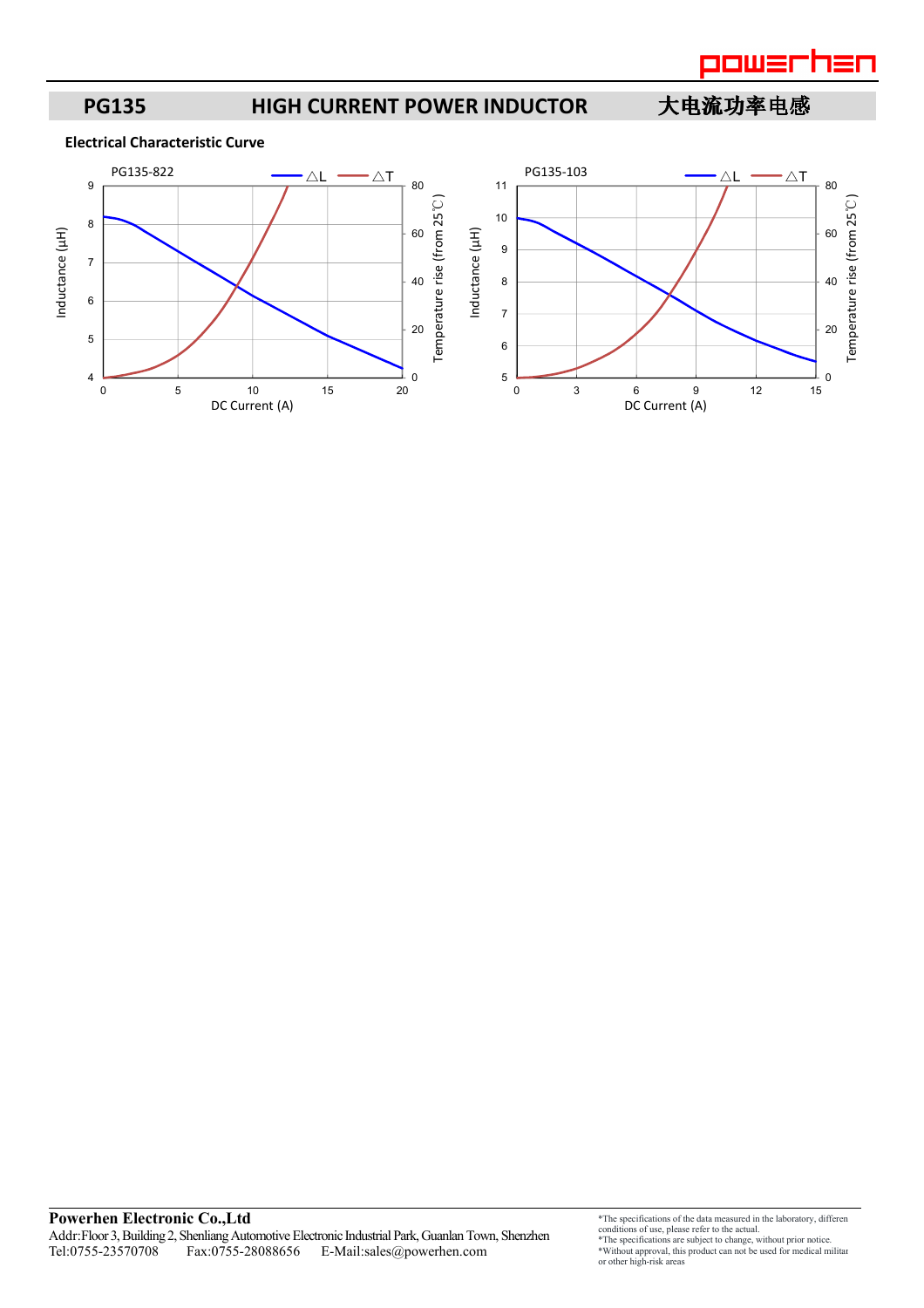## PG135 HIGH CURRENT POWER INDUCTOR 大电流功率电感

### Electrical Characteristic Curve

PG135-822

△L △T

Inductance (μH)

9
8
7
6
5
4

Temperature rise (from 25℃)

80
60
40
20
0

0 5 10 15 20

DC Current (A)

PG135-103

△L △T

Inductance (μH)

11
10
9
8
7
6
5

Temperature rise (from 25℃)

80
60
40
20
0

0 3 6 9 12 15

DC Current (A)

**Powerhen Electronic Co.,Ltd**
Addr:Floor 3, Building 2, Shenliang Automotive Electronic Industrial Park, Guanlan Town, Shenzhen
Tel:0755-23570708 Fax:0755-28088656 E-Mail:sales@powerhen.com

*The specifications of the data measured in the laboratory, differen conditions of use, please refer to the actual.
*The specifications are subject to change, without prior notice.
*Without approval, this product can not be used for medical militar or other high-risk areas